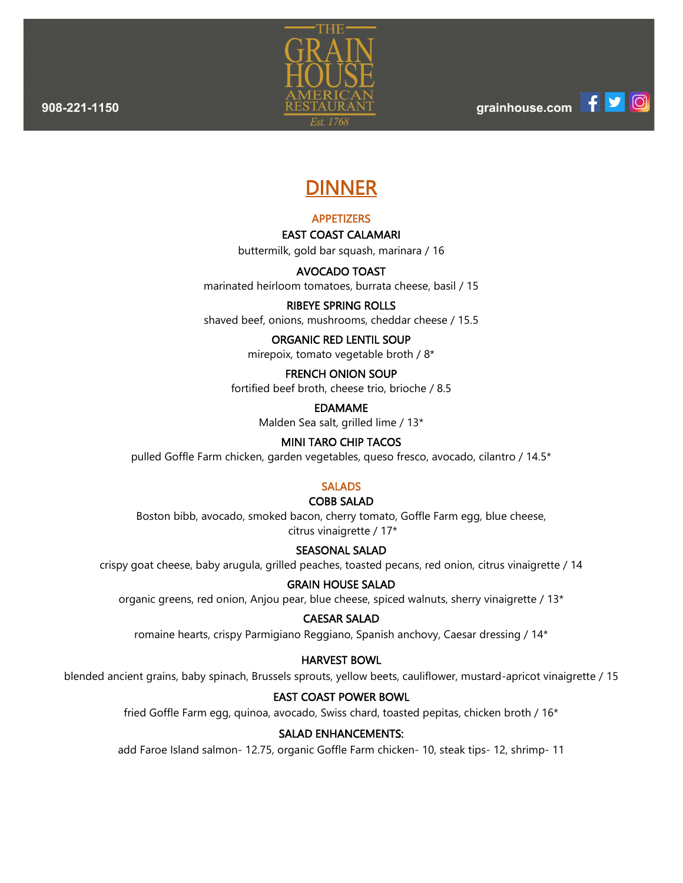908-221-1150

# THE GRAIN HOUSE AMERICAN RESTAURANT

*Est. 1768*

grainhouse.com

## DINNER

### APPETIZERS

**EAST COAST CALAMARI**
buttermilk, gold bar squash, marinara / 16

**AVOCADO TOAST**
marinated heirloom tomatoes, burrata cheese, basil / 15

**RIBEYE SPRING ROLLS**
shaved beef, onions, mushrooms, cheddar cheese / 15.5

**ORGANIC RED LENTIL SOUP**
mirepoix, tomato vegetable broth / 8*

**FRENCH ONION SOUP**
fortified beef broth, cheese trio, brioche / 8.5

**EDAMAME**
Malden Sea salt, grilled lime / 13*

**MINI TARO CHIP TACOS**
pulled Goffle Farm chicken, garden vegetables, queso fresco, avocado, cilantro / 14.5*

### SALADS

**COBB SALAD**
Boston bibb, avocado, smoked bacon, cherry tomato, Goffle Farm egg, blue cheese, citrus vinaigrette / 17*

**SEASONAL SALAD**
crispy goat cheese, baby arugula, grilled peaches, toasted pecans, red onion, citrus vinaigrette / 14

**GRAIN HOUSE SALAD**
organic greens, red onion, Anjou pear, blue cheese, spiced walnuts, sherry vinaigrette / 13*

**CAESAR SALAD**
romaine hearts, crispy Parmigiano Reggiano, Spanish anchovy, Caesar dressing / 14*

**HARVEST BOWL**
blended ancient grains, baby spinach, Brussels sprouts, yellow beets, cauliflower, mustard-apricot vinaigrette / 15

**EAST COAST POWER BOWL**
fried Goffle Farm egg, quinoa, avocado, Swiss chard, toasted pepitas, chicken broth / 16*

**SALAD ENHANCEMENTS:**
add Faroe Island salmon- 12.75, organic Goffle Farm chicken- 10, steak tips- 12, shrimp- 11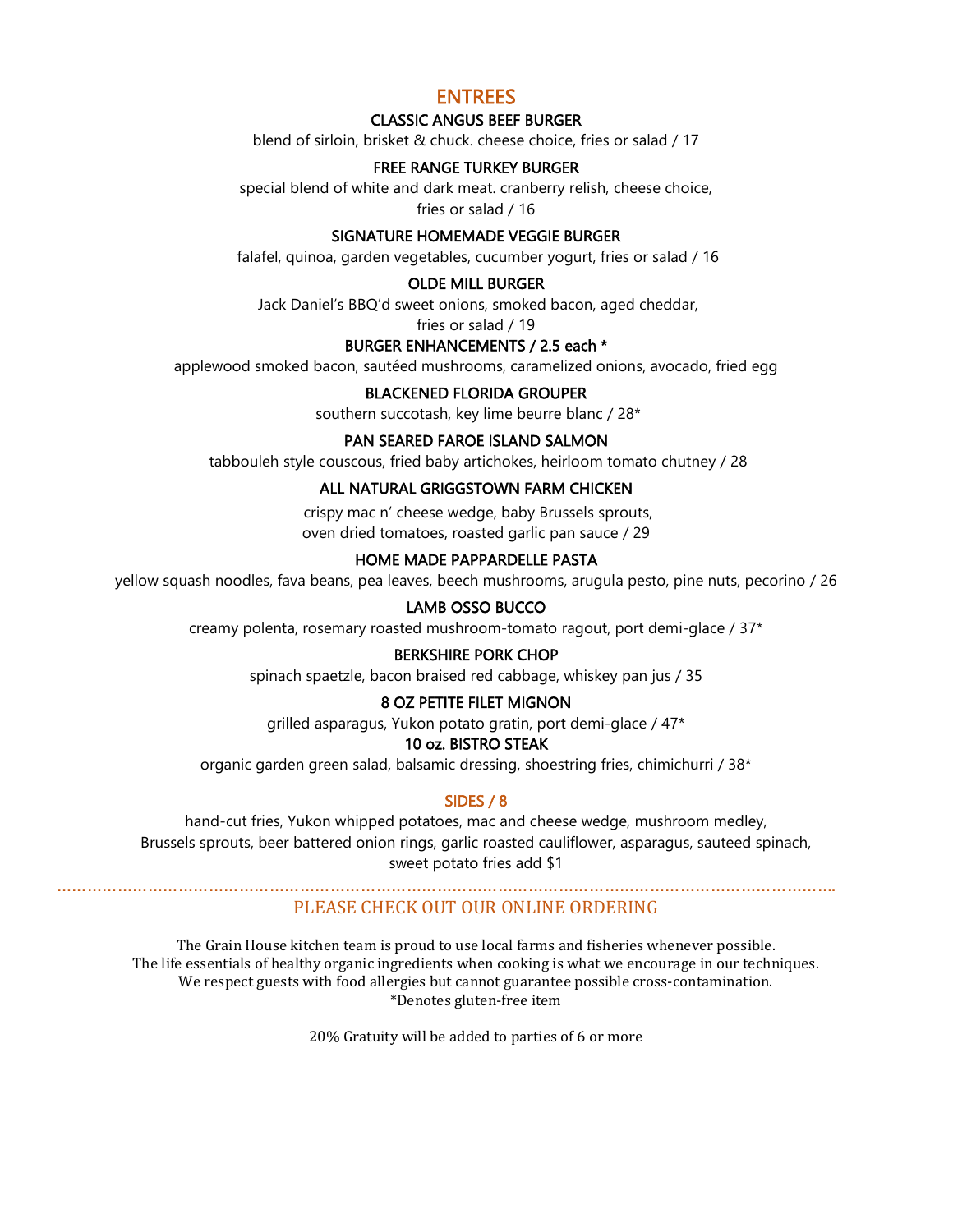## ENTREES

### CLASSIC ANGUS BEEF BURGER

blend of sirloin, brisket & chuck. cheese choice, fries or salad / 17

### FREE RANGE TURKEY BURGER

special blend of white and dark meat. cranberry relish, cheese choice,
fries or salad / 16

### SIGNATURE HOMEMADE VEGGIE BURGER

falafel, quinoa, garden vegetables, cucumber yogurt, fries or salad / 16

### OLDE MILL BURGER

Jack Daniel's BBQ'd sweet onions, smoked bacon, aged cheddar,
fries or salad / 19

### BURGER ENHANCEMENTS / 2.5 each *

applewood smoked bacon, sautéed mushrooms, caramelized onions, avocado, fried egg

### BLACKENED FLORIDA GROUPER

southern succotash, key lime beurre blanc / 28*

### PAN SEARED FAROE ISLAND SALMON

tabbouleh style couscous, fried baby artichokes, heirloom tomato chutney / 28

### ALL NATURAL GRIGGSTOWN FARM CHICKEN

crispy mac n' cheese wedge, baby Brussels sprouts,
oven dried tomatoes, roasted garlic pan sauce / 29

### HOME MADE PAPPARDELLE PASTA

yellow squash noodles, fava beans, pea leaves, beech mushrooms, arugula pesto, pine nuts, pecorino / 26

### LAMB OSSO BUCCO

creamy polenta, rosemary roasted mushroom-tomato ragout, port demi-glace / 37*

### BERKSHIRE PORK CHOP

spinach spaetzle, bacon braised red cabbage, whiskey pan jus / 35

### 8 OZ PETITE FILET MIGNON

grilled asparagus, Yukon potato gratin, port demi-glace / 47*

### 10 oz. BISTRO STEAK

organic garden green salad, balsamic dressing, shoestring fries, chimichurri / 38*

## SIDES / 8

hand-cut fries, Yukon whipped potatoes, mac and cheese wedge, mushroom medley,
Brussels sprouts, beer battered onion rings, garlic roasted cauliflower, asparagus, sauteed spinach,
sweet potato fries add $1

---

PLEASE CHECK OUT OUR ONLINE ORDERING

The Grain House kitchen team is proud to use local farms and fisheries whenever possible.
The life essentials of healthy organic ingredients when cooking is what we encourage in our techniques.
We respect guests with food allergies but cannot guarantee possible cross-contamination.
*Denotes gluten-free item

20% Gratuity will be added to parties of 6 or more